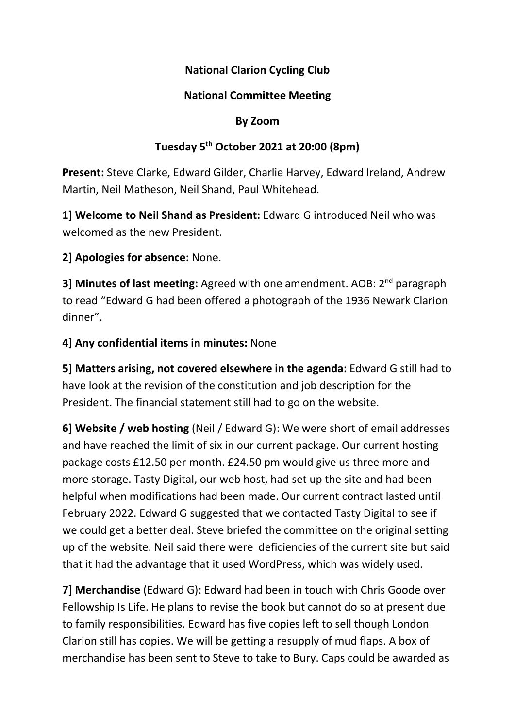**National Clarion Cycling Club**

**National Committee Meeting**

**By Zoom**

**Tuesday 5th October 2021 at 20:00 (8pm)**

**Present:** Steve Clarke, Edward Gilder, Charlie Harvey, Edward Ireland, Andrew Martin, Neil Matheson, Neil Shand, Paul Whitehead.

**1] Welcome to Neil Shand as President:** Edward G introduced Neil who was welcomed as the new President.

**2] Apologies for absence:** None.

**3] Minutes of last meeting:** Agreed with one amendment. AOB: 2nd paragraph to read "Edward G had been offered a photograph of the 1936 Newark Clarion dinner".

**4] Any confidential items in minutes:** None

**5] Matters arising, not covered elsewhere in the agenda:** Edward G still had to have look at the revision of the constitution and job description for the President. The financial statement still had to go on the website.

**6] Website / web hosting** (Neil / Edward G): We were short of email addresses and have reached the limit of six in our current package. Our current hosting package costs £12.50 per month. £24.50 pm would give us three more and more storage. Tasty Digital, our web host, had set up the site and had been helpful when modifications had been made. Our current contract lasted until February 2022. Edward G suggested that we contacted Tasty Digital to see if we could get a better deal. Steve briefed the committee on the original setting up of the website. Neil said there were deficiencies of the current site but said that it had the advantage that it used WordPress, which was widely used.

**7] Merchandise** (Edward G): Edward had been in touch with Chris Goode over Fellowship Is Life. He plans to revise the book but cannot do so at present due to family responsibilities. Edward has five copies left to sell though London Clarion still has copies. We will be getting a resupply of mud flaps. A box of merchandise has been sent to Steve to take to Bury. Caps could be awarded as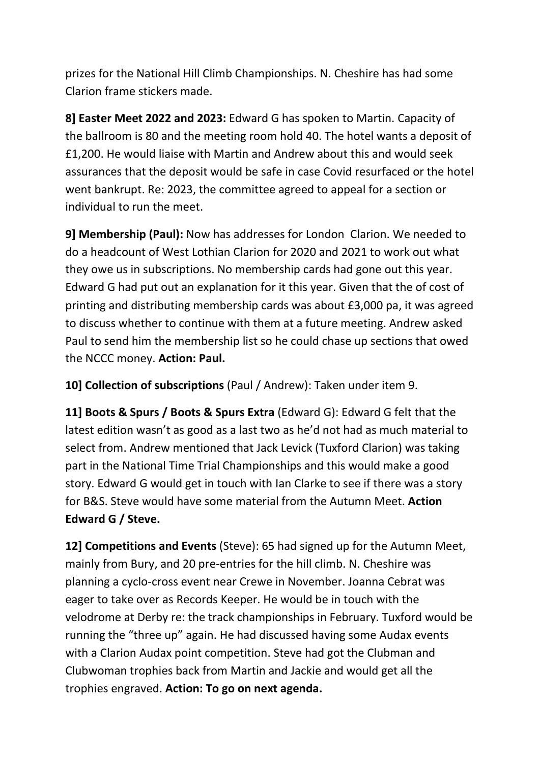prizes for the National Hill Climb Championships. N. Cheshire has had some Clarion frame stickers made.

**8] Easter Meet 2022 and 2023:** Edward G has spoken to Martin. Capacity of the ballroom is 80 and the meeting room hold 40. The hotel wants a deposit of £1,200. He would liaise with Martin and Andrew about this and would seek assurances that the deposit would be safe in case Covid resurfaced or the hotel went bankrupt. Re: 2023, the committee agreed to appeal for a section or individual to run the meet.

**9] Membership (Paul):** Now has addresses for London Clarion. We needed to do a headcount of West Lothian Clarion for 2020 and 2021 to work out what they owe us in subscriptions. No membership cards had gone out this year. Edward G had put out an explanation for it this year. Given that the of cost of printing and distributing membership cards was about £3,000 pa, it was agreed to discuss whether to continue with them at a future meeting. Andrew asked Paul to send him the membership list so he could chase up sections that owed the NCCC money. **Action: Paul.**

**10] Collection of subscriptions** (Paul / Andrew): Taken under item 9.

**11] Boots & Spurs / Boots & Spurs Extra** (Edward G): Edward G felt that the latest edition wasn't as good as a last two as he'd not had as much material to select from. Andrew mentioned that Jack Levick (Tuxford Clarion) was taking part in the National Time Trial Championships and this would make a good story. Edward G would get in touch with Ian Clarke to see if there was a story for B&S. Steve would have some material from the Autumn Meet. **Action Edward G / Steve.**

**12] Competitions and Events** (Steve): 65 had signed up for the Autumn Meet, mainly from Bury, and 20 pre-entries for the hill climb. N. Cheshire was planning a cyclo-cross event near Crewe in November. Joanna Cebrat was eager to take over as Records Keeper. He would be in touch with the velodrome at Derby re: the track championships in February. Tuxford would be running the "three up" again. He had discussed having some Audax events with a Clarion Audax point competition. Steve had got the Clubman and Clubwoman trophies back from Martin and Jackie and would get all the trophies engraved. **Action: To go on next agenda.**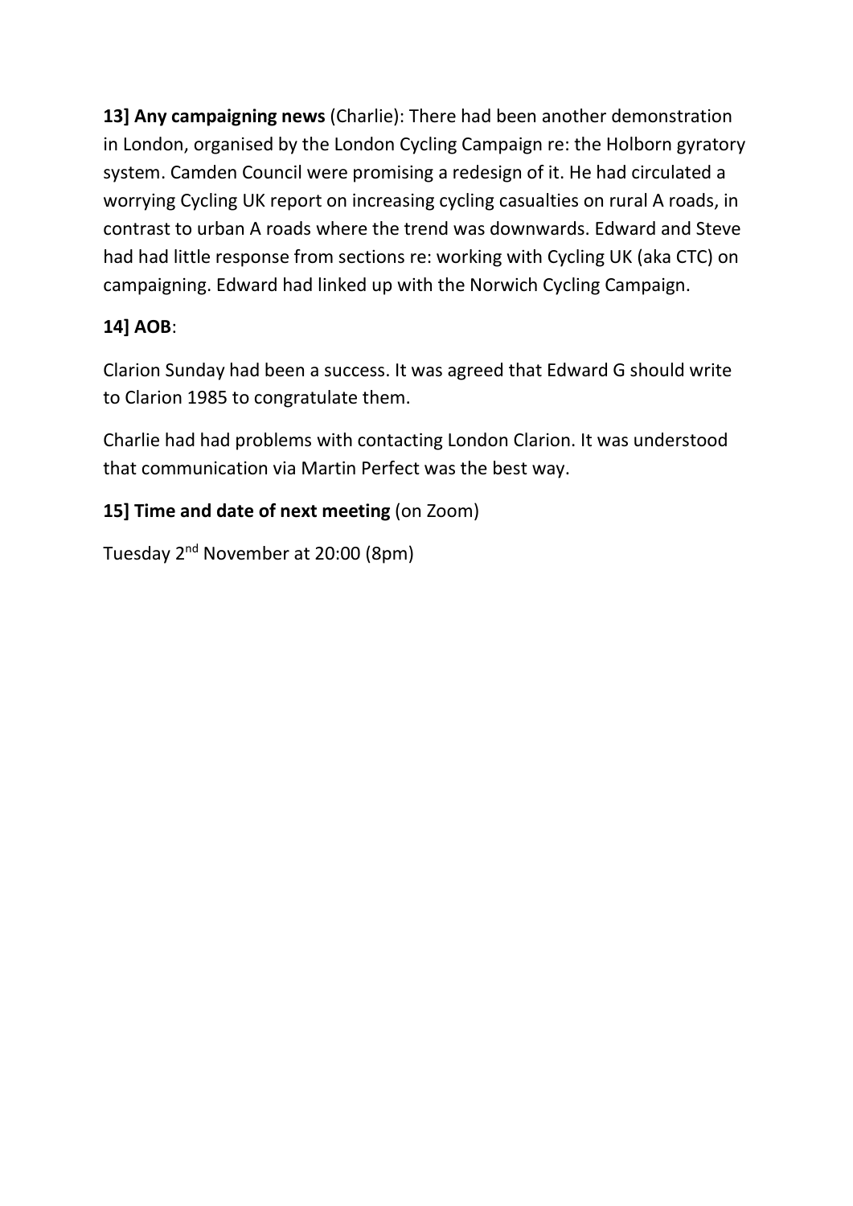**13] Any campaigning news** (Charlie): There had been another demonstration in London, organised by the London Cycling Campaign re: the Holborn gyratory system. Camden Council were promising a redesign of it. He had circulated a worrying Cycling UK report on increasing cycling casualties on rural A roads, in contrast to urban A roads where the trend was downwards. Edward and Steve had had little response from sections re: working with Cycling UK (aka CTC) on campaigning. Edward had linked up with the Norwich Cycling Campaign.

**14] AOB**:

Clarion Sunday had been a success. It was agreed that Edward G should write to Clarion 1985 to congratulate them.

Charlie had had problems with contacting London Clarion. It was understood that communication via Martin Perfect was the best way.

**15] Time and date of next meeting** (on Zoom)

Tuesday 2nd November at 20:00 (8pm)